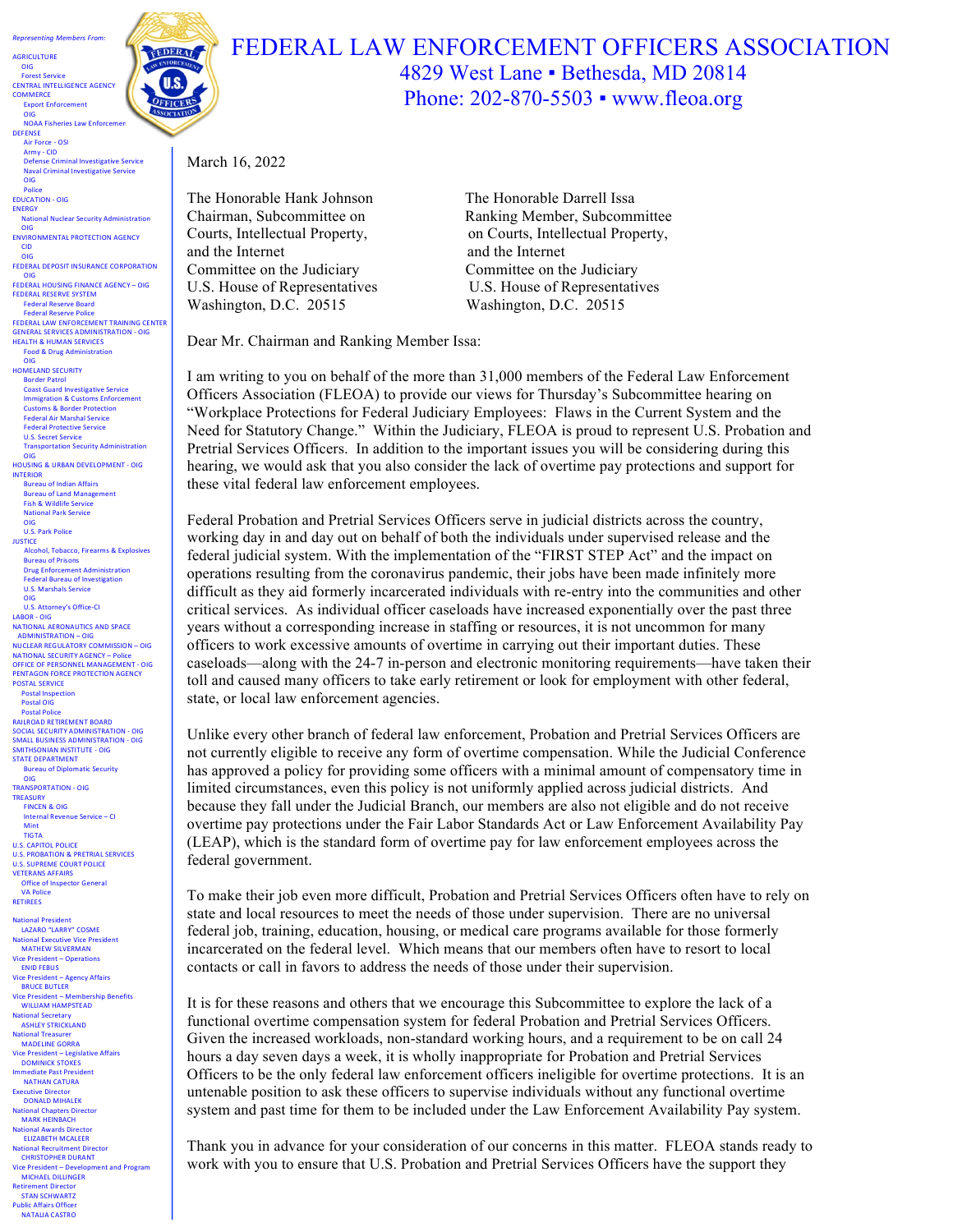# FEDERAL LAW ENFORCEMENT OFFICERS ASSOCIATION

4829 West Lane ▪ Bethesda, MD 20814
Phone: 202-870-5503 ▪ www.fleoa.org

*Representing Members From:*

AGRICULTURE
- OIG
- Forest Service

CENTRAL INTELLIGENCE AGENCY
COMMERCE
- Export Enforcement
- OIG
- NOAA Fisheries Law Enforcement

DEFENSE
- Air Force - OSI
- Army - CID
- Defense Criminal Investigative Service
- Naval Criminal Investigative Service
- OIG
- Police

EDUCATION - OIG
ENERGY
- National Nuclear Security Administration
- OIG

ENVIRONMENTAL PROTECTION AGENCY
- CID
- OIG

FEDERAL DEPOSIT INSURANCE CORPORATION
- OIG

FEDERAL HOUSING FINANCE AGENCY – OIG
FEDERAL RESERVE SYSTEM
- Federal Reserve Board
- Federal Reserve Police

FEDERAL LAW ENFORCEMENT TRAINING CENTER
GENERAL SERVICES ADMINISTRATION - OIG
HEALTH & HUMAN SERVICES
- Food & Drug Administration
- OIG

HOMELAND SECURITY
- Border Patrol
- Coast Guard Investigative Service
- Immigration & Customs Enforcement
- Customs & Border Protection
- Federal Air Marshal Service
- Federal Protective Service
- U.S. Secret Service
- Transportation Security Administration
- OIG

HOUSING & URBAN DEVELOPMENT - OIG
INTERIOR
- Bureau of Indian Affairs
- Bureau of Land Management
- Fish & Wildlife Service
- National Park Service
- OIG
- U.S. Park Police

JUSTICE
- Alcohol, Tobacco, Firearms & Explosives
- Bureau of Prisons
- Drug Enforcement Administration
- Federal Bureau of Investigation
- U.S. Marshals Service
- OIG
- U.S. Attorney's Office-CI

LABOR - OIG
NATIONAL AERONAUTICS AND SPACE ADMINISTRATION – OIG
NUCLEAR REGULATORY COMMISSION – OIG
NATIONAL SECURITY AGENCY – Police
OFFICE OF PERSONNEL MANAGEMENT - OIG
PENTAGON FORCE PROTECTION AGENCY
POSTAL SERVICE
- Postal Inspection
- Postal OIG
- Postal Police

RAILROAD RETIREMENT BOARD
SOCIAL SECURITY ADMINISTRATION - OIG
SMALL BUSINESS ADMINISTRATION - OIG
SMITHSONIAN INSTITUTE - OIG
STATE DEPARTMENT
- Bureau of Diplomatic Security
- OIG

TRANSPORTATION - OIG
TREASURY
- FINCEN & OIG
- Internal Revenue Service – CI
- Mint
- TIGTA

U.S. CAPITOL POLICE
U.S. PROBATION & PRETRIAL SERVICES
U.S. SUPREME COURT POLICE
VETERANS AFFAIRS
- Office of Inspector General
- VA Police

RETIREES

National President
LAZARO "LARRY" COSME
National Executive Vice President
MATHEW SILVERMAN
Vice President – Operations
ENID FEBUS
Vice President – Agency Affairs
BRUCE BUTLER
Vice President – Membership Benefits
WILLIAM HAMPSTEAD
National Secretary
ASHLEY STRICKLAND
National Treasurer
MADELINE GORRA
Vice President – Legislative Affairs
DOMINICK STOKES
Immediate Past President
NATHAN CATURA
Executive Director
DONALD MIHALEK
National Chapters Director
MARK HEINBACH
National Awards Director
ELIZABETH MCALEER
National Recruitment Director
CHRISTOPHER DURANT
Vice President – Development and Program
MICHAEL DILLINGER
Retirement Director
STAN SCHWARTZ
Public Affairs Officer
NATALIA CASTRO

---

March 16, 2022

The Honorable Hank Johnson
Chairman, Subcommittee on
Courts, Intellectual Property,
and the Internet
Committee on the Judiciary
U.S. House of Representatives
Washington, D.C. 20515

The Honorable Darrell Issa
Ranking Member, Subcommittee
on Courts, Intellectual Property,
and the Internet
Committee on the Judiciary
U.S. House of Representatives
Washington, D.C. 20515

Dear Mr. Chairman and Ranking Member Issa:

I am writing to you on behalf of the more than 31,000 members of the Federal Law Enforcement Officers Association (FLEOA) to provide our views for Thursday's Subcommittee hearing on "Workplace Protections for Federal Judiciary Employees: Flaws in the Current System and the Need for Statutory Change." Within the Judiciary, FLEOA is proud to represent U.S. Probation and Pretrial Services Officers. In addition to the important issues you will be considering during this hearing, we would ask that you also consider the lack of overtime pay protections and support for these vital federal law enforcement employees.

Federal Probation and Pretrial Services Officers serve in judicial districts across the country, working day in and day out on behalf of both the individuals under supervised release and the federal judicial system. With the implementation of the "FIRST STEP Act" and the impact on operations resulting from the coronavirus pandemic, their jobs have been made infinitely more difficult as they aid formerly incarcerated individuals with re-entry into the communities and other critical services. As individual officer caseloads have increased exponentially over the past three years without a corresponding increase in staffing or resources, it is not uncommon for many officers to work excessive amounts of overtime in carrying out their important duties. These caseloads—along with the 24-7 in-person and electronic monitoring requirements—have taken their toll and caused many officers to take early retirement or look for employment with other federal, state, or local law enforcement agencies.

Unlike every other branch of federal law enforcement, Probation and Pretrial Services Officers are not currently eligible to receive any form of overtime compensation. While the Judicial Conference has approved a policy for providing some officers with a minimal amount of compensatory time in limited circumstances, even this policy is not uniformly applied across judicial districts. And because they fall under the Judicial Branch, our members are also not eligible and do not receive overtime pay protections under the Fair Labor Standards Act or Law Enforcement Availability Pay (LEAP), which is the standard form of overtime pay for law enforcement employees across the federal government.

To make their job even more difficult, Probation and Pretrial Services Officers often have to rely on state and local resources to meet the needs of those under supervision. There are no universal federal job, training, education, housing, or medical care programs available for those formerly incarcerated on the federal level. Which means that our members often have to resort to local contacts or call in favors to address the needs of those under their supervision.

It is for these reasons and others that we encourage this Subcommittee to explore the lack of a functional overtime compensation system for federal Probation and Pretrial Services Officers. Given the increased workloads, non-standard working hours, and a requirement to be on call 24 hours a day seven days a week, it is wholly inappropriate for Probation and Pretrial Services Officers to be the only federal law enforcement officers ineligible for overtime protections. It is an untenable position to ask these officers to supervise individuals without any functional overtime system and past time for them to be included under the Law Enforcement Availability Pay system.

Thank you in advance for your consideration of our concerns in this matter. FLEOA stands ready to work with you to ensure that U.S. Probation and Pretrial Services Officers have the support they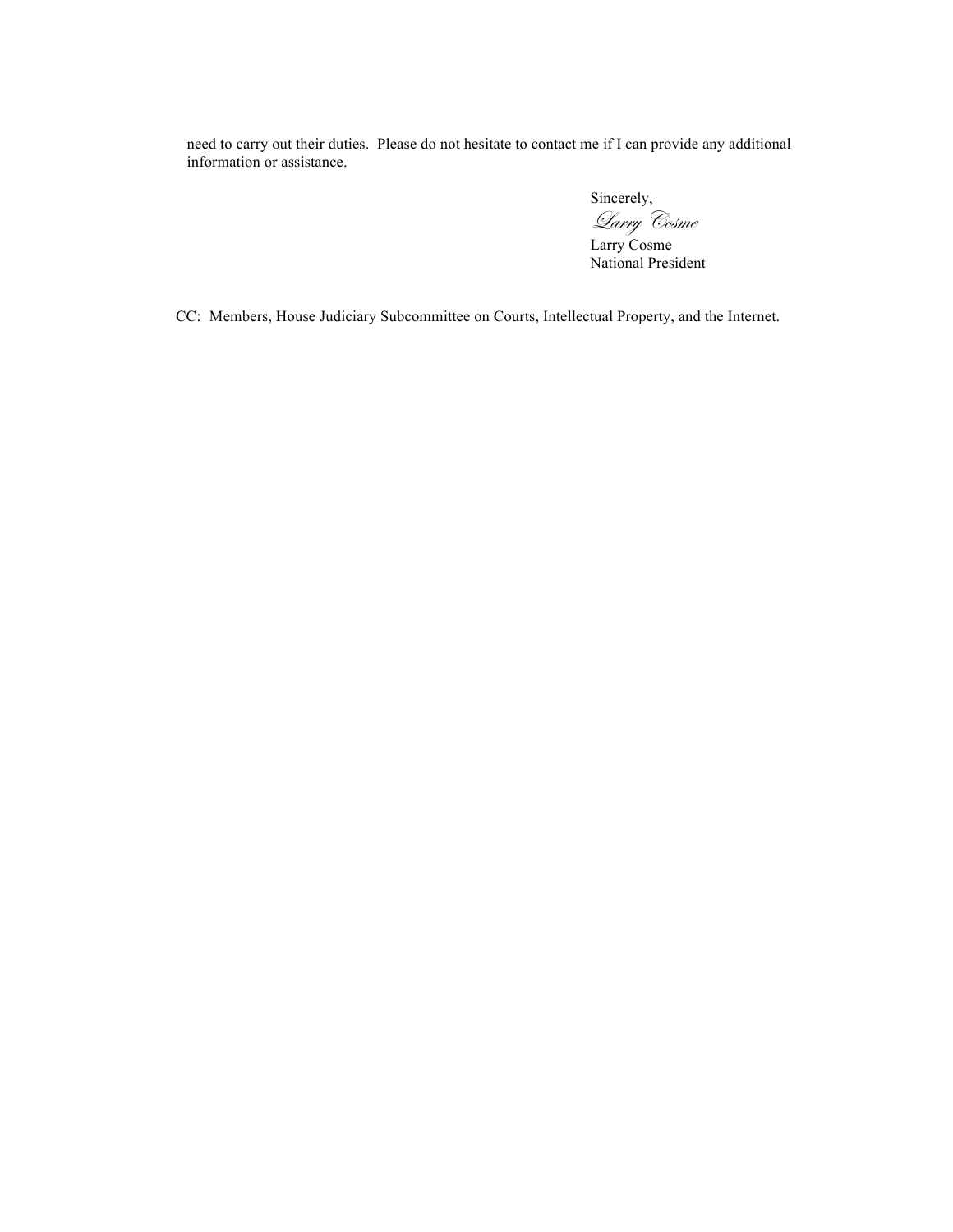need to carry out their duties. Please do not hesitate to contact me if I can provide any additional information or assistance.

Sincerely,

*Larry Cosme*

Larry Cosme
National President

CC: Members, House Judiciary Subcommittee on Courts, Intellectual Property, and the Internet.